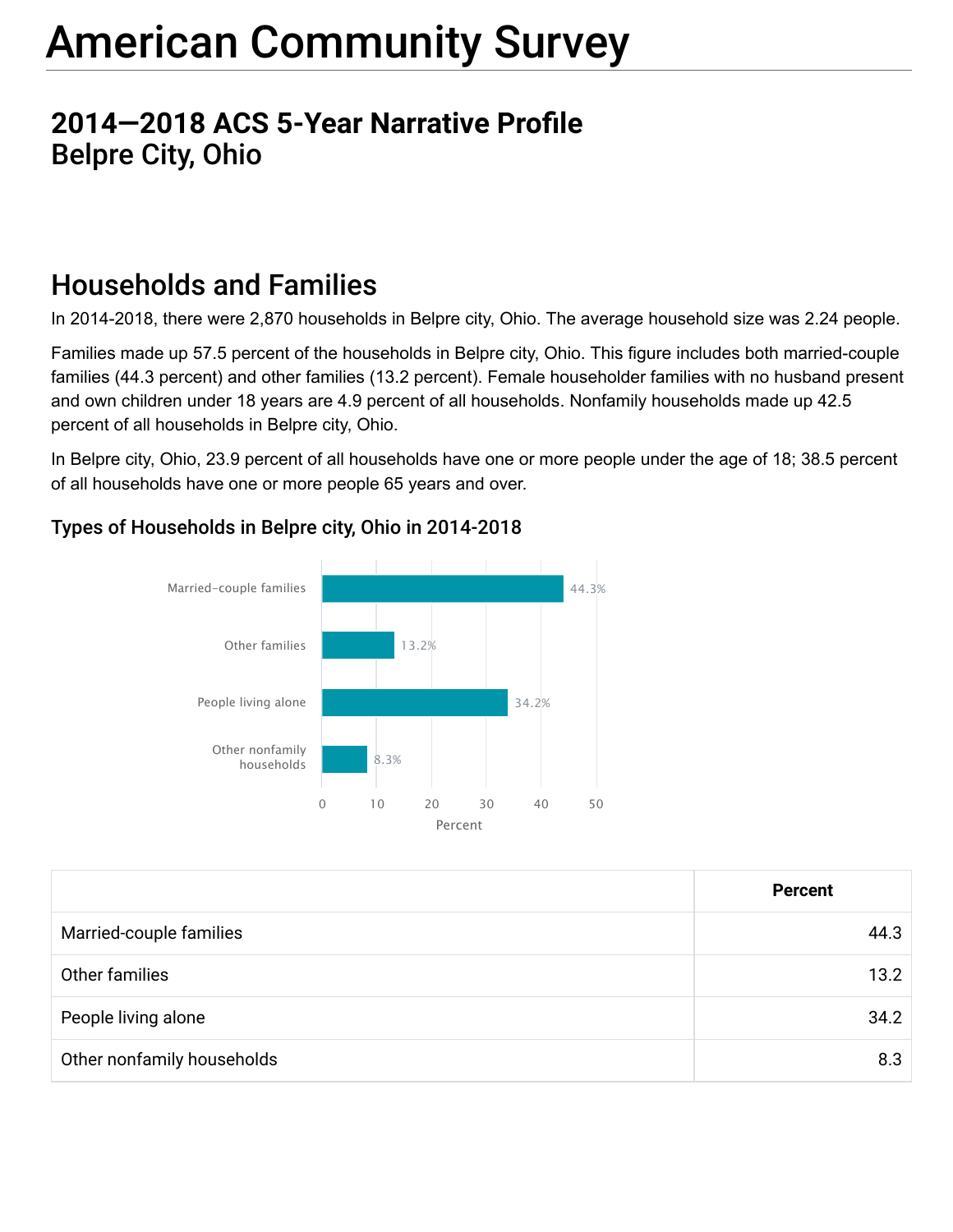# American Community Survey

## 2014—2018 ACS 5-Year Narrative Profile
## Belpre City, Ohio

## Households and Families

In 2014-2018, there were 2,870 households in Belpre city, Ohio. The average household size was 2.24 people.

Families made up 57.5 percent of the households in Belpre city, Ohio. This figure includes both married-couple families (44.3 percent) and other families (13.2 percent). Female householder families with no husband present and own children under 18 years are 4.9 percent of all households. Nonfamily households made up 42.5 percent of all households in Belpre city, Ohio.

In Belpre city, Ohio, 23.9 percent of all households have one or more people under the age of 18; 38.5 percent of all households have one or more people 65 years and over.

### Types of Households in Belpre city, Ohio in 2014-2018

| | Percent |
|---|---|
| Married-couple families | 44.3 |
| Other families | 13.2 |
| People living alone | 34.2 |
| Other nonfamily households | 8.3 |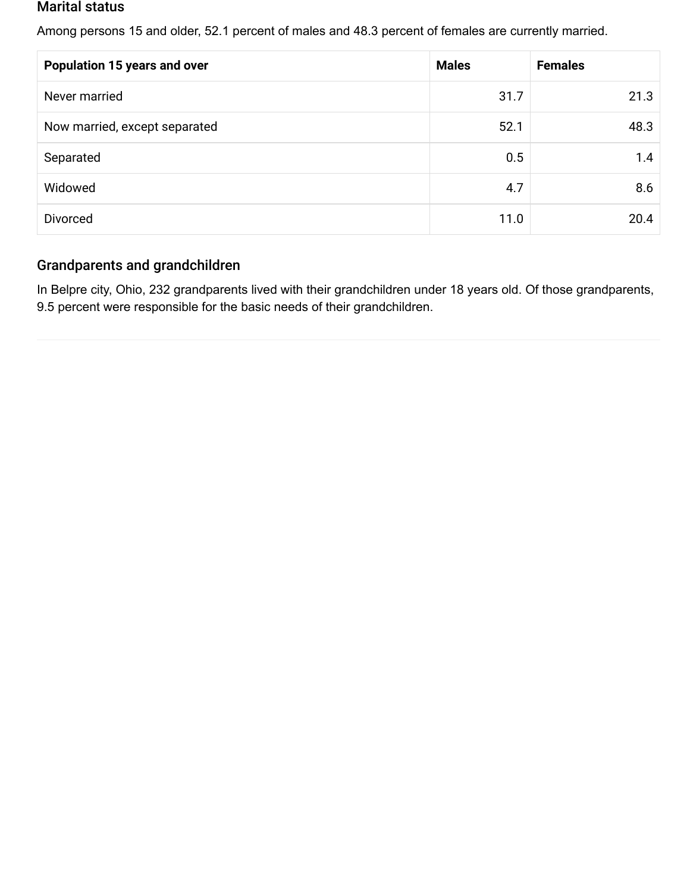## Marital status

Among persons 15 and older, 52.1 percent of males and 48.3 percent of females are currently married.

| Population 15 years and over | Males | Females |
|---|---|---|
| Never married | 31.7 | 21.3 |
| Now married, except separated | 52.1 | 48.3 |
| Separated | 0.5 | 1.4 |
| Widowed | 4.7 | 8.6 |
| Divorced | 11.0 | 20.4 |

## Grandparents and grandchildren

In Belpre city, Ohio, 232 grandparents lived with their grandchildren under 18 years old. Of those grandparents, 9.5 percent were responsible for the basic needs of their grandchildren.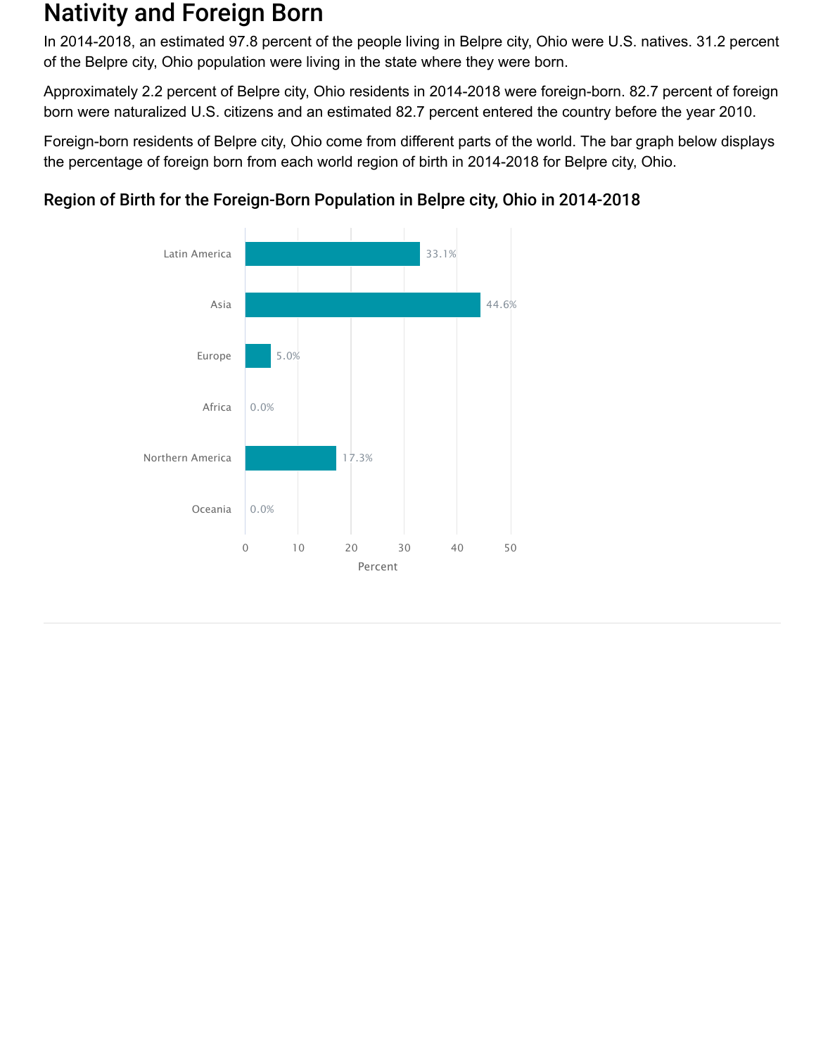# Nativity and Foreign Born

In 2014-2018, an estimated 97.8 percent of the people living in Belpre city, Ohio were U.S. natives. 31.2 percent of the Belpre city, Ohio population were living in the state where they were born.

Approximately 2.2 percent of Belpre city, Ohio residents in 2014-2018 were foreign-born. 82.7 percent of foreign born were naturalized U.S. citizens and an estimated 82.7 percent entered the country before the year 2010.

Foreign-born residents of Belpre city, Ohio come from different parts of the world. The bar graph below displays the percentage of foreign born from each world region of birth in 2014-2018 for Belpre city, Ohio.

## Region of Birth for the Foreign-Born Population in Belpre city, Ohio in 2014-2018

| Region | Percent |
|---|---|
| Latin America | 33.1% |
| Asia | 44.6% |
| Europe | 5.0% |
| Africa | 0.0% |
| Northern America | 17.3% |
| Oceania | 0.0% |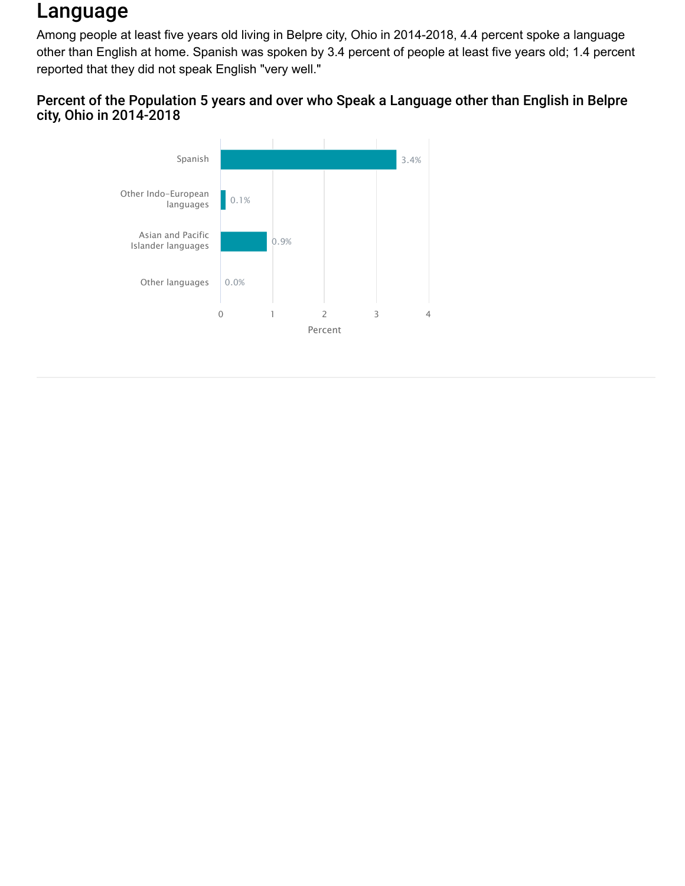# Language

Among people at least five years old living in Belpre city, Ohio in 2014-2018, 4.4 percent spoke a language other than English at home. Spanish was spoken by 3.4 percent of people at least five years old; 1.4 percent reported that they did not speak English "very well."

## Percent of the Population 5 years and over who Speak a Language other than English in Belpre city, Ohio in 2014-2018

| Language | Percent |
| --- | --- |
| Spanish | 3.4% |
| Other Indo-European languages | 0.1% |
| Asian and Pacific Islander languages | 0.9% |
| Other languages | 0.0% |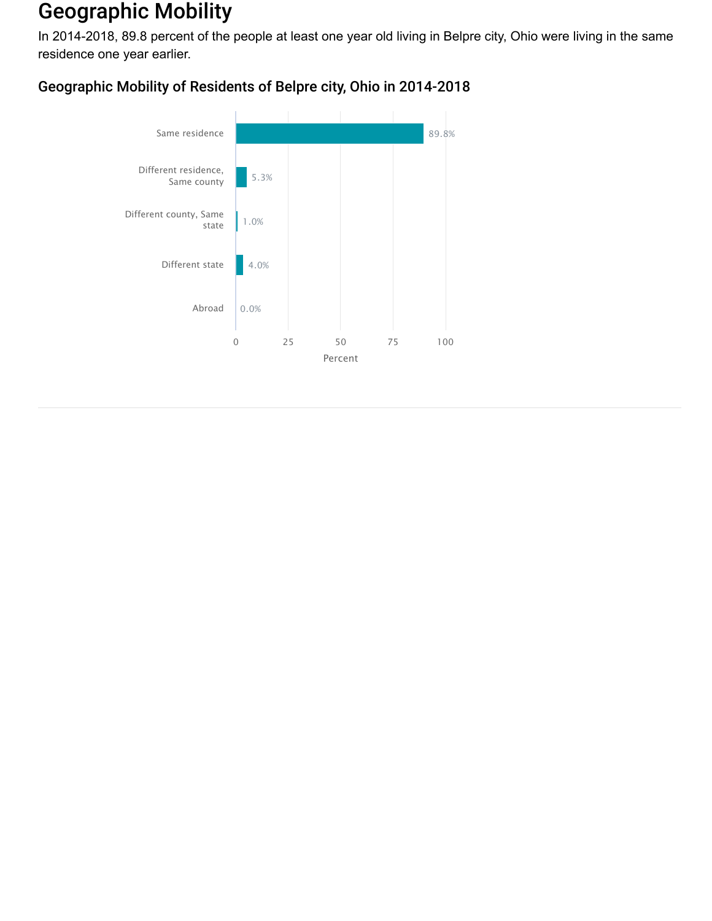# Geographic Mobility

In 2014-2018, 89.8 percent of the people at least one year old living in Belpre city, Ohio were living in the same residence one year earlier.

## Geographic Mobility of Residents of Belpre city, Ohio in 2014-2018

| Category | Percent |
| --- | --- |
| Same residence | 89.8% |
| Different residence, Same county | 5.3% |
| Different county, Same state | 1.0% |
| Different state | 4.0% |
| Abroad | 0.0% |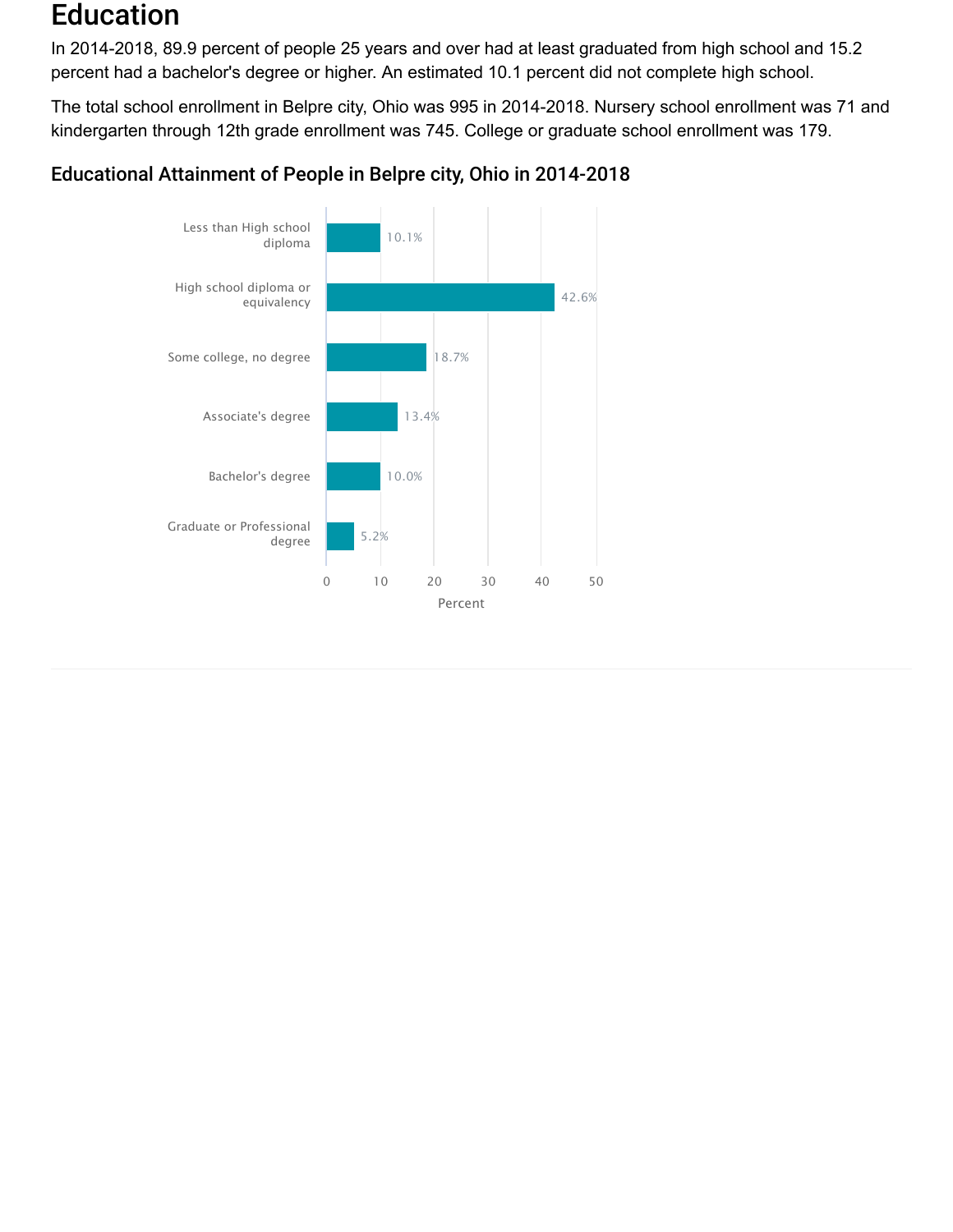# Education

In 2014-2018, 89.9 percent of people 25 years and over had at least graduated from high school and 15.2 percent had a bachelor's degree or higher. An estimated 10.1 percent did not complete high school.

The total school enrollment in Belpre city, Ohio was 995 in 2014-2018. Nursery school enrollment was 71 and kindergarten through 12th grade enrollment was 745. College or graduate school enrollment was 179.

## Educational Attainment of People in Belpre city, Ohio in 2014-2018

| Educational Attainment | Percent |
|---|---|
| Less than High school diploma | 10.1% |
| High school diploma or equivalency | 42.6% |
| Some college, no degree | 18.7% |
| Associate's degree | 13.4% |
| Bachelor's degree | 10.0% |
| Graduate or Professional degree | 5.2% |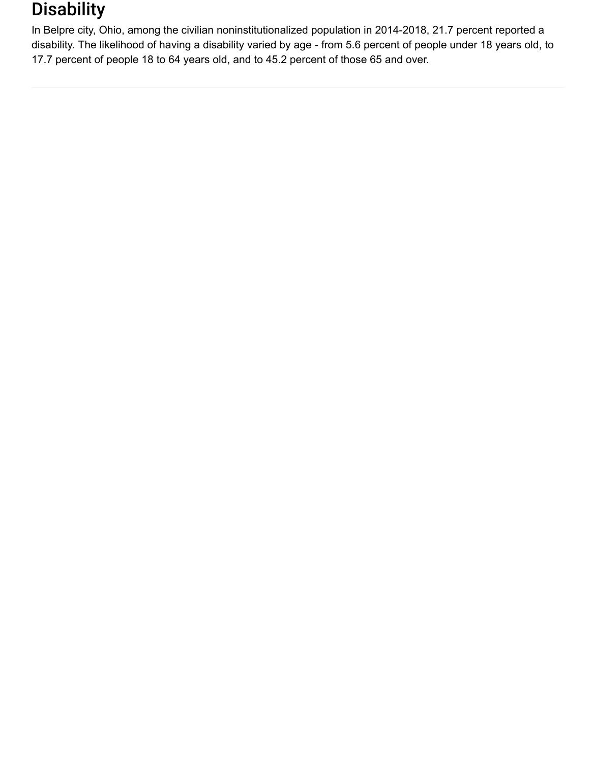## Disability

In Belpre city, Ohio, among the civilian noninstitutionalized population in 2014-2018, 21.7 percent reported a disability. The likelihood of having a disability varied by age - from 5.6 percent of people under 18 years old, to 17.7 percent of people 18 to 64 years old, and to 45.2 percent of those 65 and over.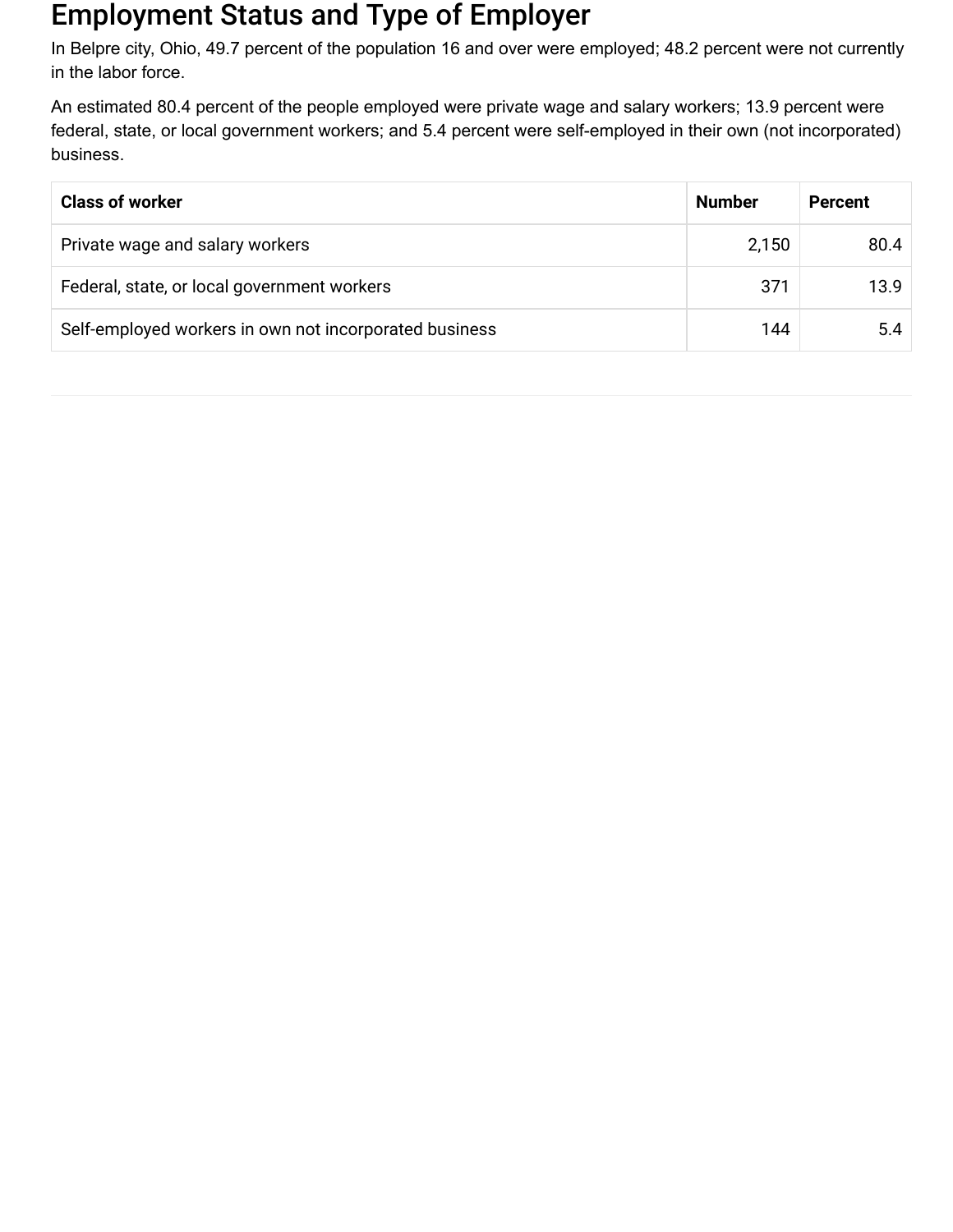## Employment Status and Type of Employer

In Belpre city, Ohio, 49.7 percent of the population 16 and over were employed; 48.2 percent were not currently in the labor force.

An estimated 80.4 percent of the people employed were private wage and salary workers; 13.9 percent were federal, state, or local government workers; and 5.4 percent were self-employed in their own (not incorporated) business.

| Class of worker | Number | Percent |
|---|---|---|
| Private wage and salary workers | 2,150 | 80.4 |
| Federal, state, or local government workers | 371 | 13.9 |
| Self-employed workers in own not incorporated business | 144 | 5.4 |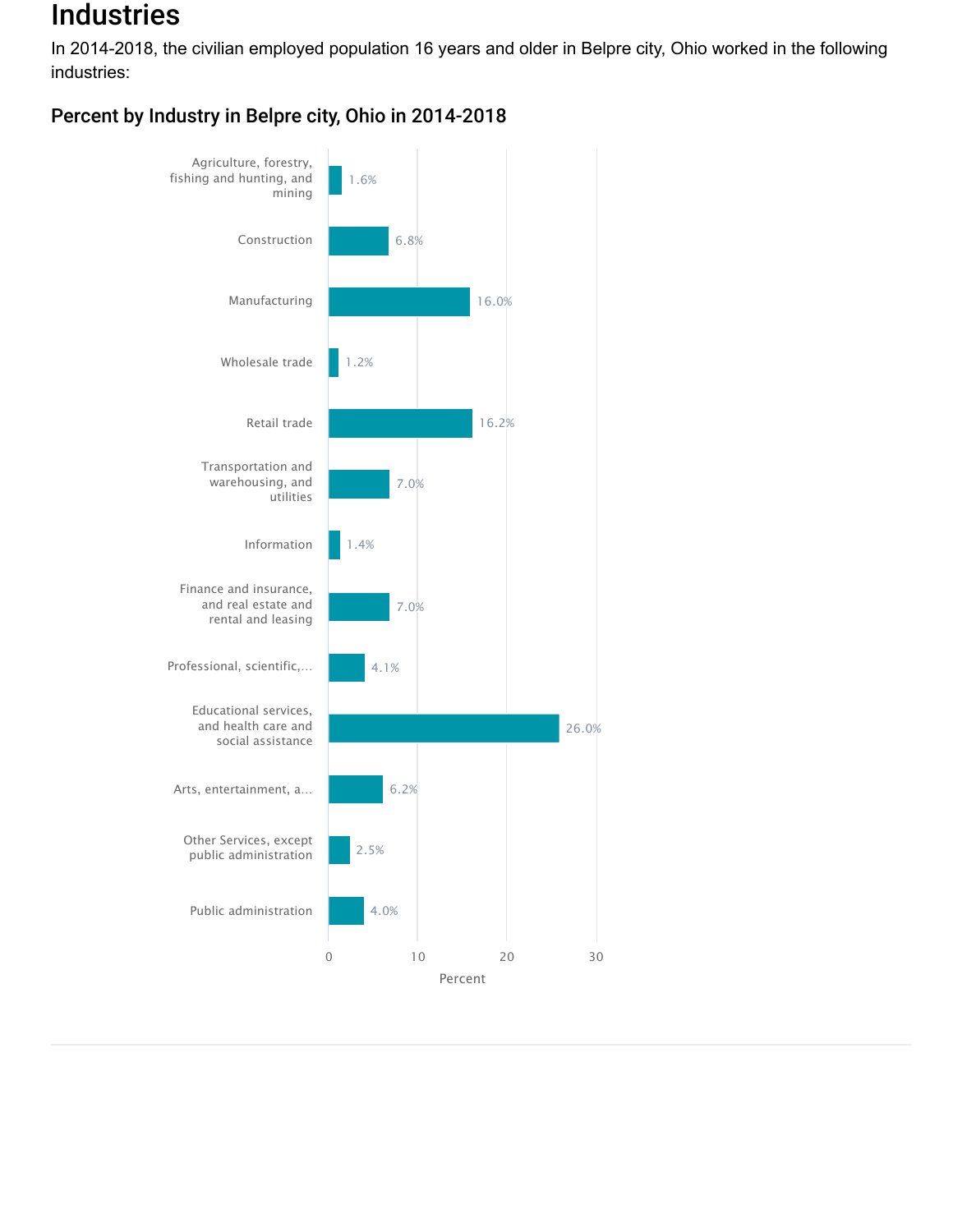# Industries

In 2014-2018, the civilian employed population 16 years and older in Belpre city, Ohio worked in the following industries:

### Percent by Industry in Belpre city, Ohio in 2014-2018

| Industry | Percent |
| --- | --- |
| Agriculture, forestry, fishing and hunting, and mining | 1.6% |
| Construction | 6.8% |
| Manufacturing | 16.0% |
| Wholesale trade | 1.2% |
| Retail trade | 16.2% |
| Transportation and warehousing, and utilities | 7.0% |
| Information | 1.4% |
| Finance and insurance, and real estate and rental and leasing | 7.0% |
| Professional, scientific,... | 4.1% |
| Educational services, and health care and social assistance | 26.0% |
| Arts, entertainment, a... | 6.2% |
| Other Services, except public administration | 2.5% |
| Public administration | 4.0% |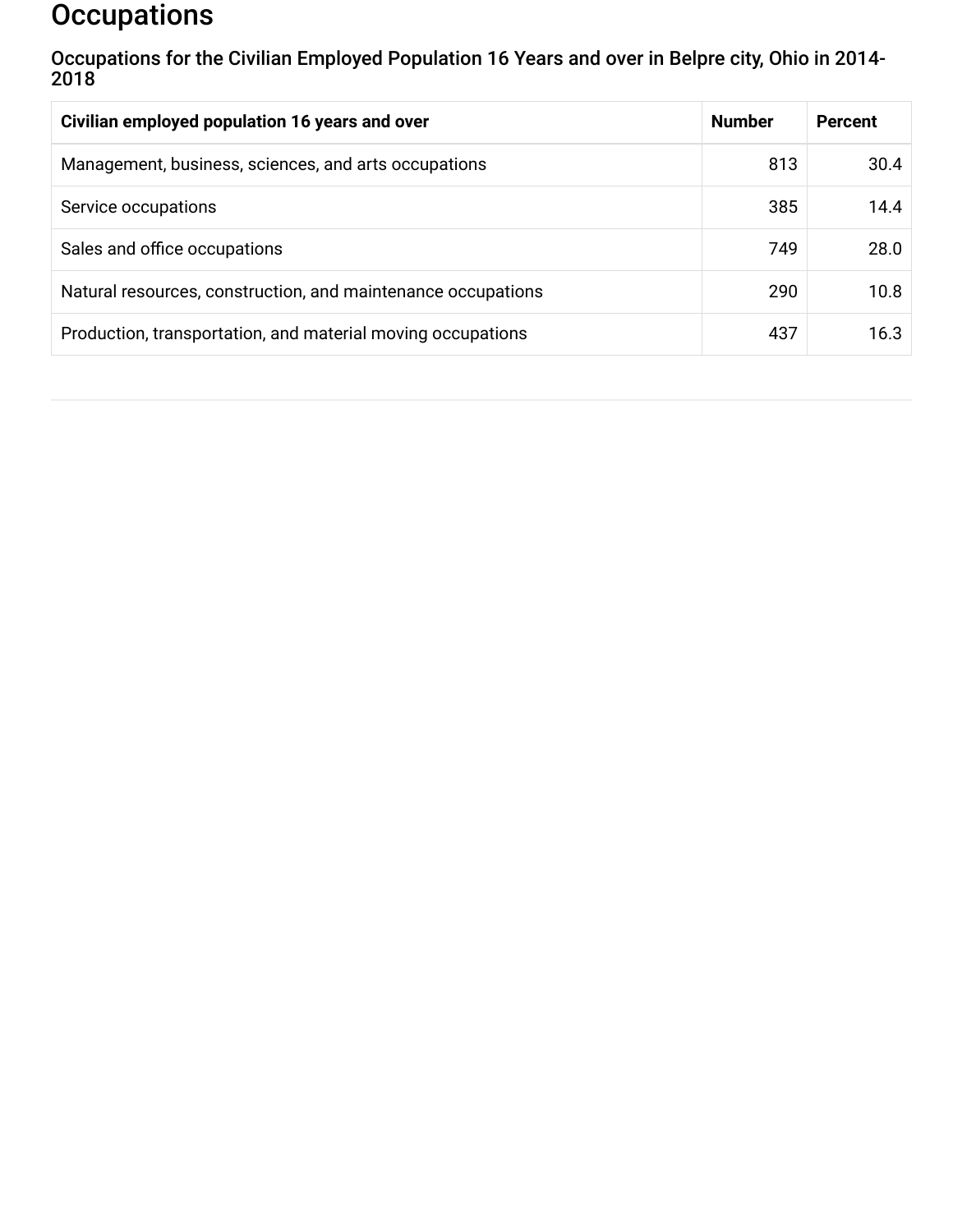# Occupations

## Occupations for the Civilian Employed Population 16 Years and over in Belpre city, Ohio in 2014-2018

| Civilian employed population 16 years and over | Number | Percent |
| --- | --- | --- |
| Management, business, sciences, and arts occupations | 813 | 30.4 |
| Service occupations | 385 | 14.4 |
| Sales and office occupations | 749 | 28.0 |
| Natural resources, construction, and maintenance occupations | 290 | 10.8 |
| Production, transportation, and material moving occupations | 437 | 16.3 |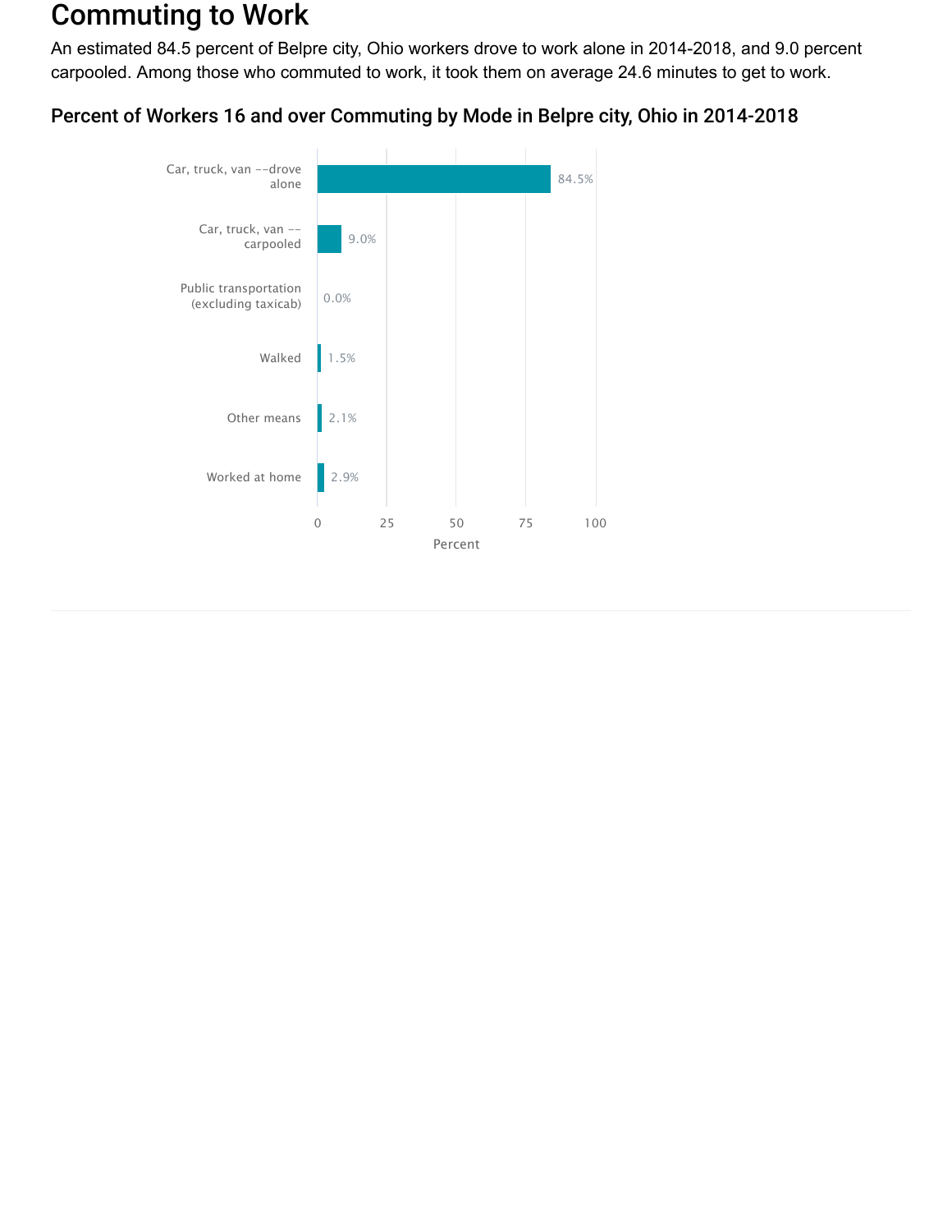# Commuting to Work

An estimated 84.5 percent of Belpre city, Ohio workers drove to work alone in 2014-2018, and 9.0 percent carpooled. Among those who commuted to work, it took them on average 24.6 minutes to get to work.

## Percent of Workers 16 and over Commuting by Mode in Belpre city, Ohio in 2014-2018

| Mode | Percent |
|---|---|
| Car, truck, van --drove alone | 84.5% |
| Car, truck, van --carpooled | 9.0% |
| Public transportation (excluding taxicab) | 0.0% |
| Walked | 1.5% |
| Other means | 2.1% |
| Worked at home | 2.9% |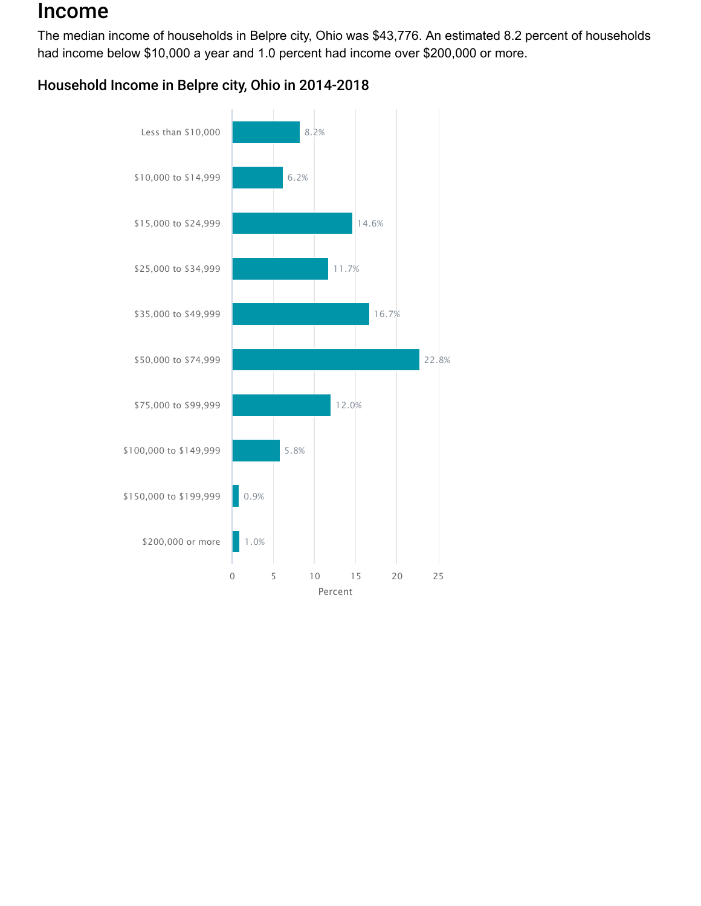# Income

The median income of households in Belpre city, Ohio was $43,776. An estimated 8.2 percent of households had income below $10,000 a year and 1.0 percent had income over $200,000 or more.

## Household Income in Belpre city, Ohio in 2014-2018

| Income | Percent |
| --- | --- |
| Less than $10,000 | 8.2% |
| $10,000 to $14,999 | 6.2% |
| $15,000 to $24,999 | 14.6% |
| $25,000 to $34,999 | 11.7% |
| $35,000 to $49,999 | 16.7% |
| $50,000 to $74,999 | 22.8% |
| $75,000 to $99,999 | 12.0% |
| $100,000 to $149,999 | 5.8% |
| $150,000 to $199,999 | 0.9% |
| $200,000 or more | 1.0% |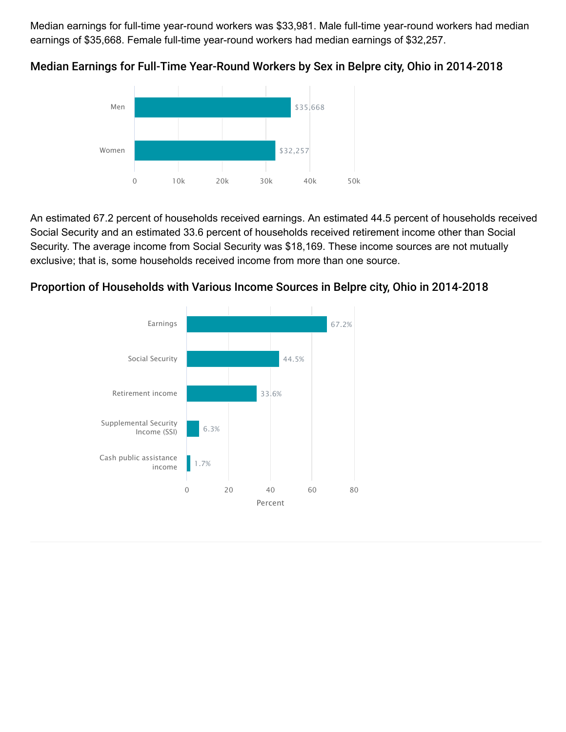Median earnings for full-time year-round workers was $33,981. Male full-time year-round workers had median earnings of $35,668. Female full-time year-round workers had median earnings of $32,257.

## Median Earnings for Full-Time Year-Round Workers by Sex in Belpre city, Ohio in 2014-2018

| Sex | Median Earnings |
| --- | --- |
| Men | $35,668 |
| Women | $32,257 |

An estimated 67.2 percent of households received earnings. An estimated 44.5 percent of households received Social Security and an estimated 33.6 percent of households received retirement income other than Social Security. The average income from Social Security was $18,169. These income sources are not mutually exclusive; that is, some households received income from more than one source.

## Proportion of Households with Various Income Sources in Belpre city, Ohio in 2014-2018

| Income Source | Percent |
| --- | --- |
| Earnings | 67.2% |
| Social Security | 44.5% |
| Retirement income | 33.6% |
| Supplemental Security Income (SSI) | 6.3% |
| Cash public assistance income | 1.7% |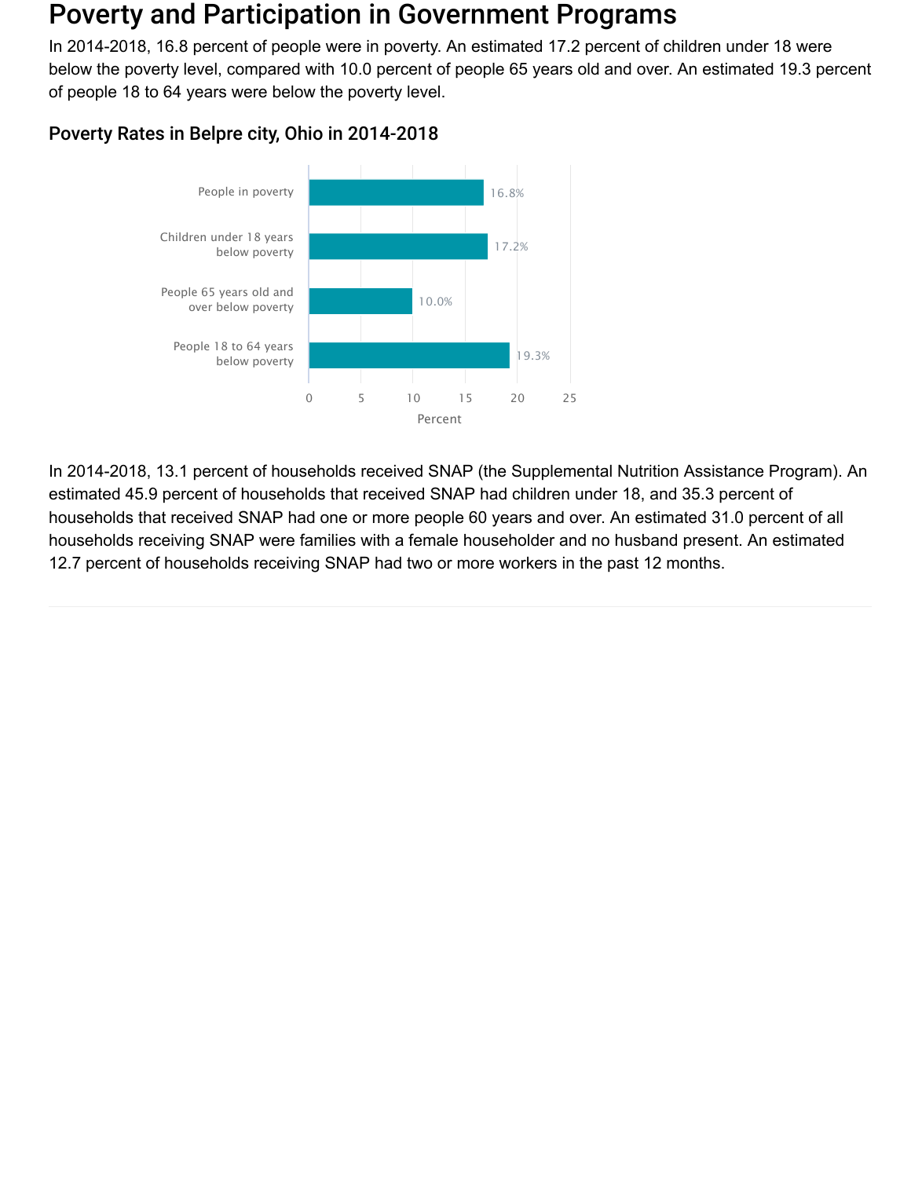# Poverty and Participation in Government Programs

In 2014-2018, 16.8 percent of people were in poverty. An estimated 17.2 percent of children under 18 were below the poverty level, compared with 10.0 percent of people 65 years old and over. An estimated 19.3 percent of people 18 to 64 years were below the poverty level.

## Poverty Rates in Belpre city, Ohio in 2014-2018

| Category | Percent |
|---|---|
| People in poverty | 16.8% |
| Children under 18 years below poverty | 17.2% |
| People 65 years old and over below poverty | 10.0% |
| People 18 to 64 years below poverty | 19.3% |

In 2014-2018, 13.1 percent of households received SNAP (the Supplemental Nutrition Assistance Program). An estimated 45.9 percent of households that received SNAP had children under 18, and 35.3 percent of households that received SNAP had one or more people 60 years and over. An estimated 31.0 percent of all households receiving SNAP were families with a female householder and no husband present. An estimated 12.7 percent of households receiving SNAP had two or more workers in the past 12 months.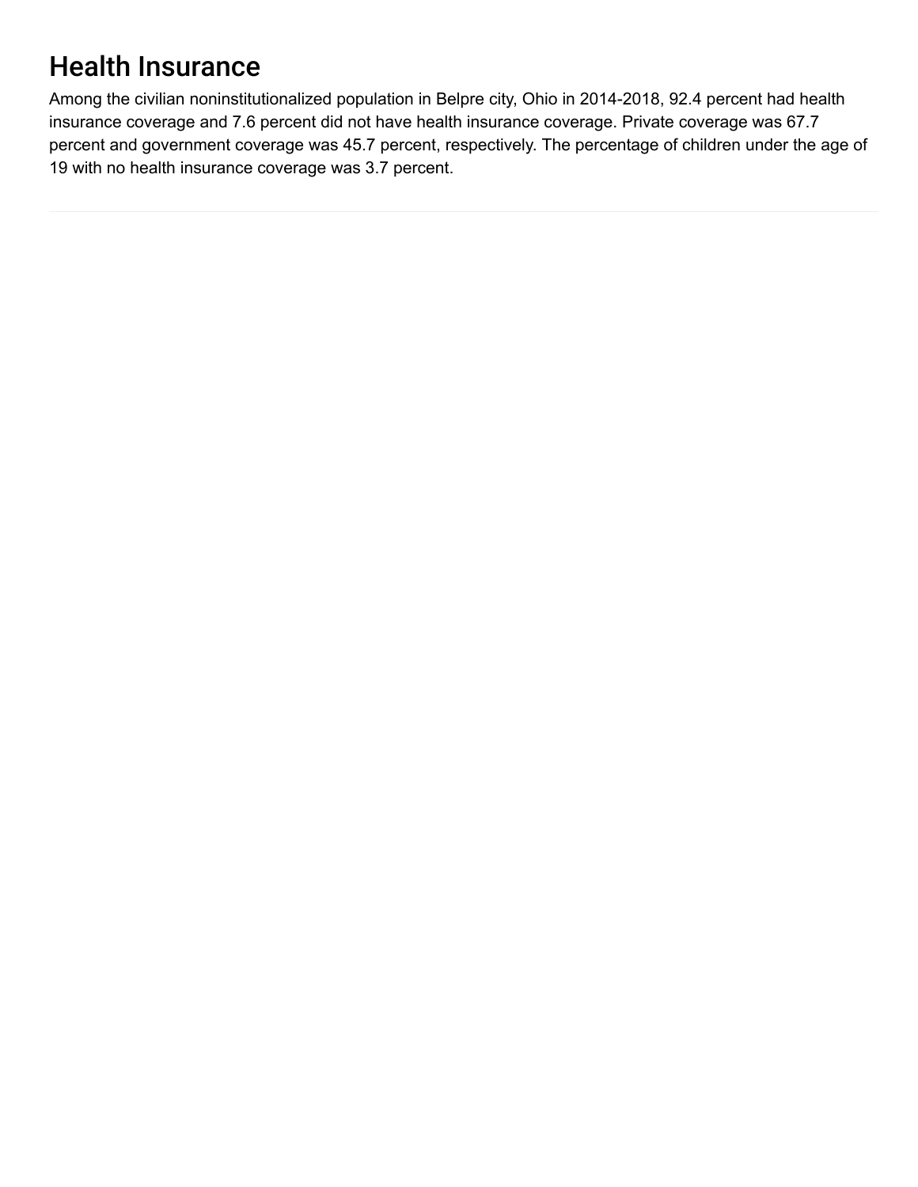## Health Insurance

Among the civilian noninstitutionalized population in Belpre city, Ohio in 2014-2018, 92.4 percent had health insurance coverage and 7.6 percent did not have health insurance coverage. Private coverage was 67.7 percent and government coverage was 45.7 percent, respectively. The percentage of children under the age of 19 with no health insurance coverage was 3.7 percent.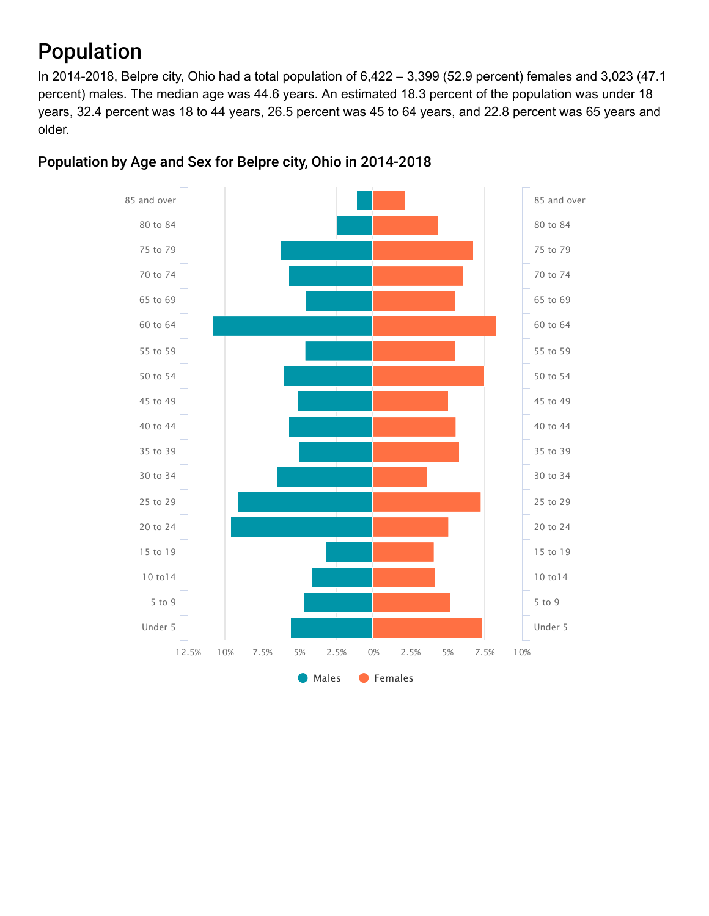# Population

In 2014-2018, Belpre city, Ohio had a total population of 6,422 – 3,399 (52.9 percent) females and 3,023 (47.1 percent) males. The median age was 44.6 years. An estimated 18.3 percent of the population was under 18 years, 32.4 percent was 18 to 44 years, 26.5 percent was 45 to 64 years, and 22.8 percent was 65 years and older.

### Population by Age and Sex for Belpre city, Ohio in 2014-2018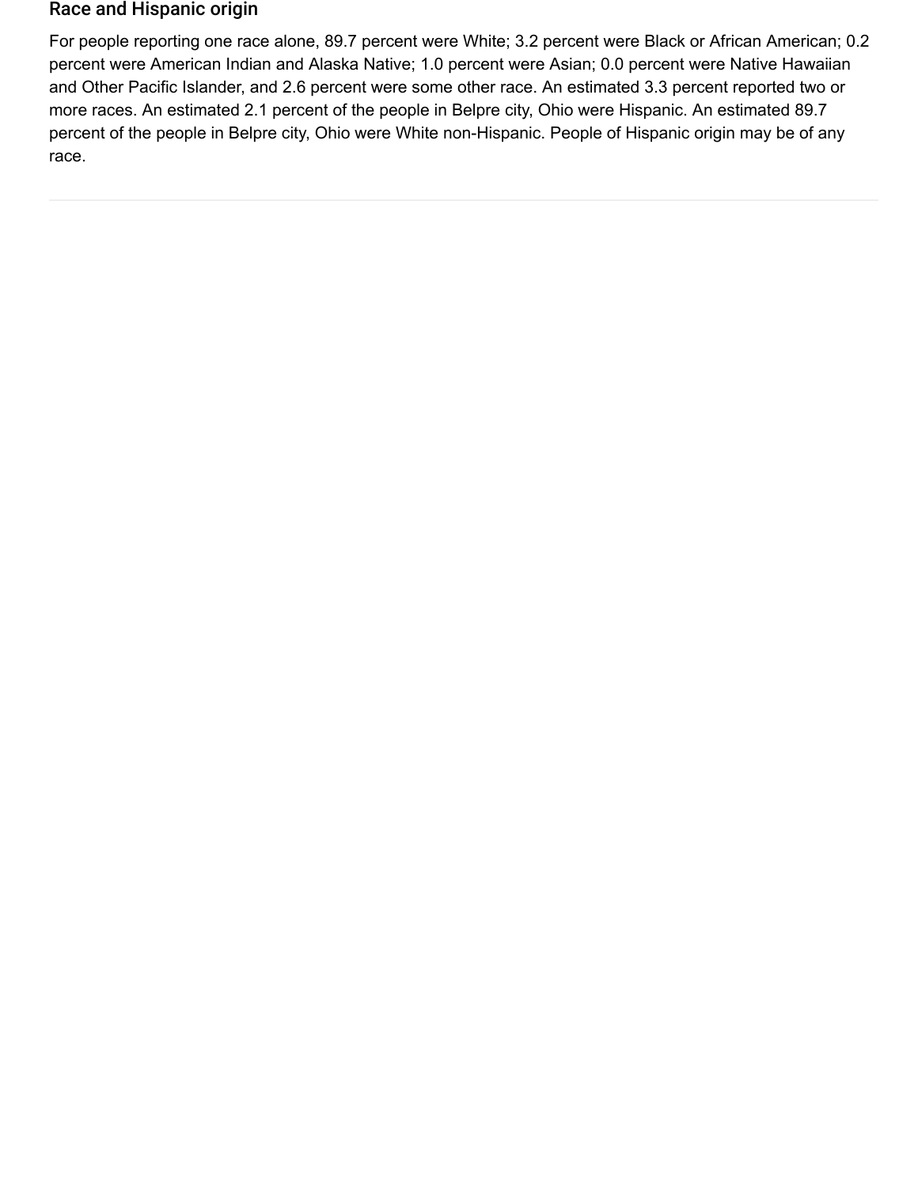## Race and Hispanic origin

For people reporting one race alone, 89.7 percent were White; 3.2 percent were Black or African American; 0.2 percent were American Indian and Alaska Native; 1.0 percent were Asian; 0.0 percent were Native Hawaiian and Other Pacific Islander, and 2.6 percent were some other race. An estimated 3.3 percent reported two or more races. An estimated 2.1 percent of the people in Belpre city, Ohio were Hispanic. An estimated 89.7 percent of the people in Belpre city, Ohio were White non-Hispanic. People of Hispanic origin may be of any race.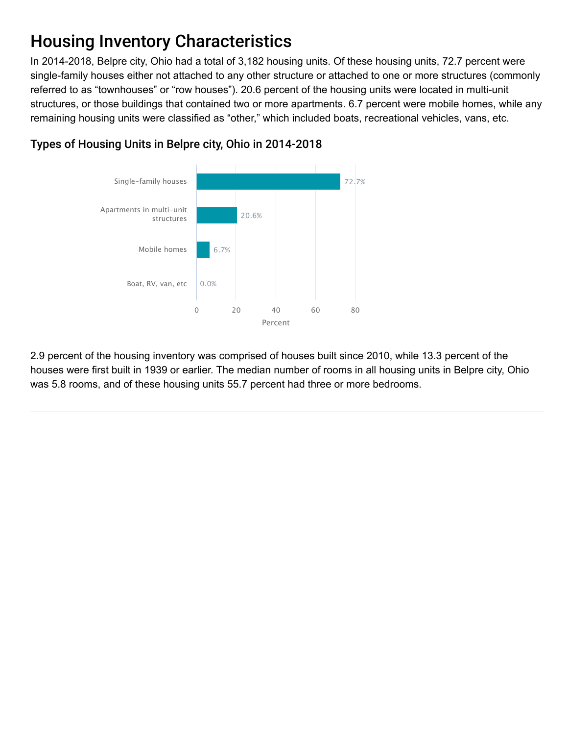# Housing Inventory Characteristics

In 2014-2018, Belpre city, Ohio had a total of 3,182 housing units. Of these housing units, 72.7 percent were single-family houses either not attached to any other structure or attached to one or more structures (commonly referred to as "townhouses" or "row houses"). 20.6 percent of the housing units were located in multi-unit structures, or those buildings that contained two or more apartments. 6.7 percent were mobile homes, while any remaining housing units were classified as "other," which included boats, recreational vehicles, vans, etc.

## Types of Housing Units in Belpre city, Ohio in 2014-2018

| Type | Percent |
| --- | --- |
| Single-family houses | 72.7% |
| Apartments in multi-unit structures | 20.6% |
| Mobile homes | 6.7% |
| Boat, RV, van, etc | 0.0% |

2.9 percent of the housing inventory was comprised of houses built since 2010, while 13.3 percent of the houses were first built in 1939 or earlier. The median number of rooms in all housing units in Belpre city, Ohio was 5.8 rooms, and of these housing units 55.7 percent had three or more bedrooms.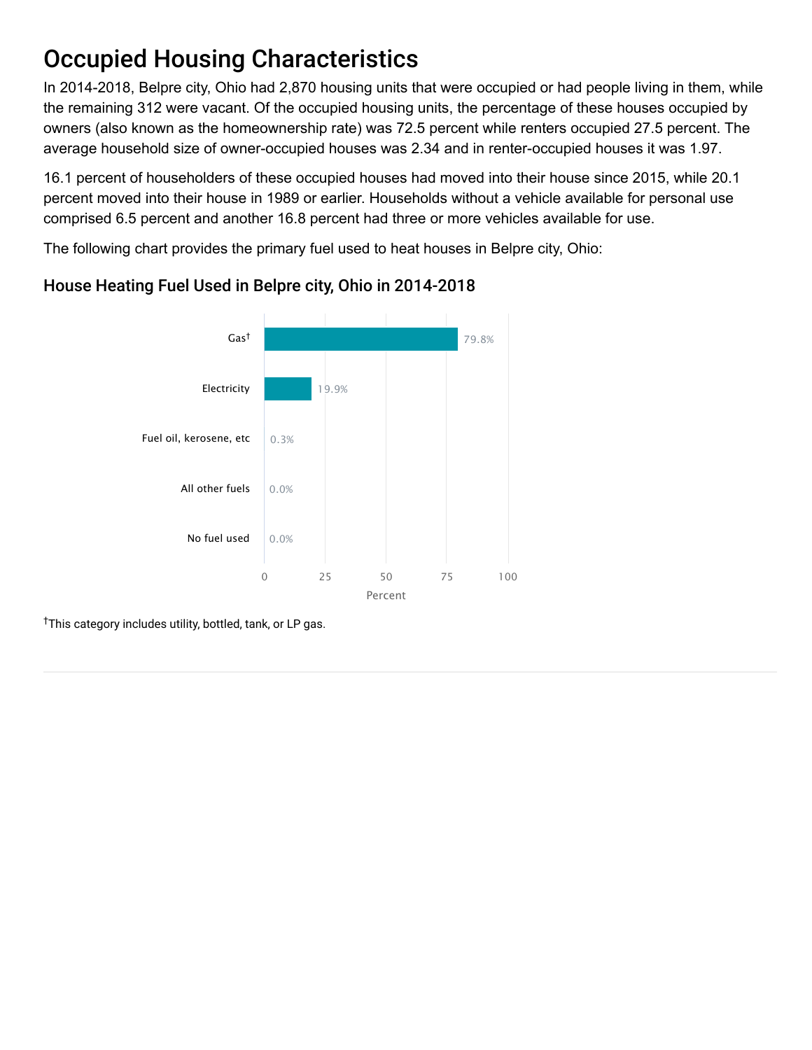# Occupied Housing Characteristics

In 2014-2018, Belpre city, Ohio had 2,870 housing units that were occupied or had people living in them, while the remaining 312 were vacant. Of the occupied housing units, the percentage of these houses occupied by owners (also known as the homeownership rate) was 72.5 percent while renters occupied 27.5 percent. The average household size of owner-occupied houses was 2.34 and in renter-occupied houses it was 1.97.

16.1 percent of householders of these occupied houses had moved into their house since 2015, while 20.1 percent moved into their house in 1989 or earlier. Households without a vehicle available for personal use comprised 6.5 percent and another 16.8 percent had three or more vehicles available for use.

The following chart provides the primary fuel used to heat houses in Belpre city, Ohio:

## House Heating Fuel Used in Belpre city, Ohio in 2014-2018

| Fuel | Percent |
|---|---|
| Gas† | 79.8% |
| Electricity | 19.9% |
| Fuel oil, kerosene, etc | 0.3% |
| All other fuels | 0.0% |
| No fuel used | 0.0% |

†This category includes utility, bottled, tank, or LP gas.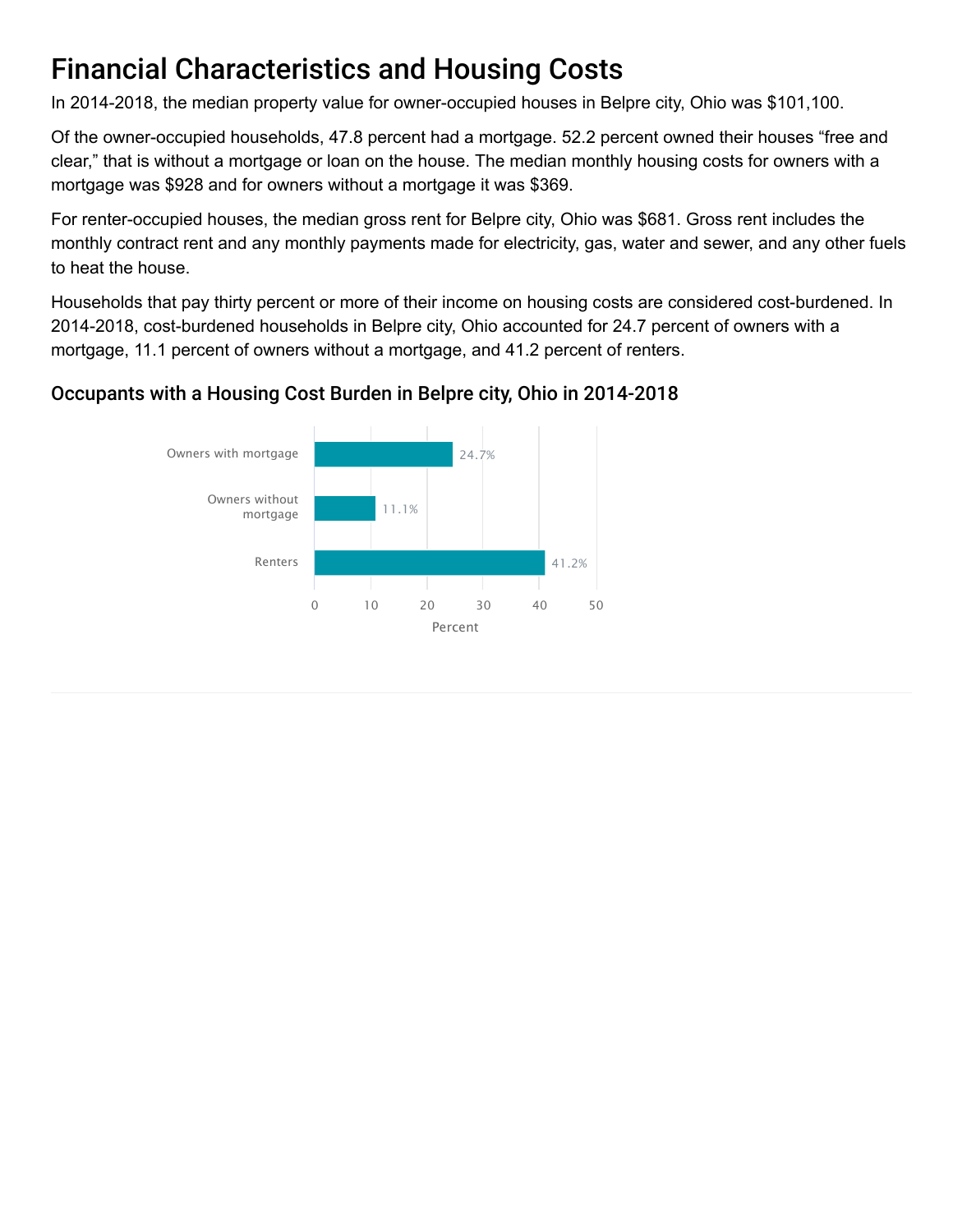# Financial Characteristics and Housing Costs

In 2014-2018, the median property value for owner-occupied houses in Belpre city, Ohio was $101,100.

Of the owner-occupied households, 47.8 percent had a mortgage. 52.2 percent owned their houses "free and clear," that is without a mortgage or loan on the house. The median monthly housing costs for owners with a mortgage was $928 and for owners without a mortgage it was $369.

For renter-occupied houses, the median gross rent for Belpre city, Ohio was $681. Gross rent includes the monthly contract rent and any monthly payments made for electricity, gas, water and sewer, and any other fuels to heat the house.

Households that pay thirty percent or more of their income on housing costs are considered cost-burdened. In 2014-2018, cost-burdened households in Belpre city, Ohio accounted for 24.7 percent of owners with a mortgage, 11.1 percent of owners without a mortgage, and 41.2 percent of renters.

## Occupants with a Housing Cost Burden in Belpre city, Ohio in 2014-2018

| Category | Percent |
|---|---|
| Owners with mortgage | 24.7% |
| Owners without mortgage | 11.1% |
| Renters | 41.2% |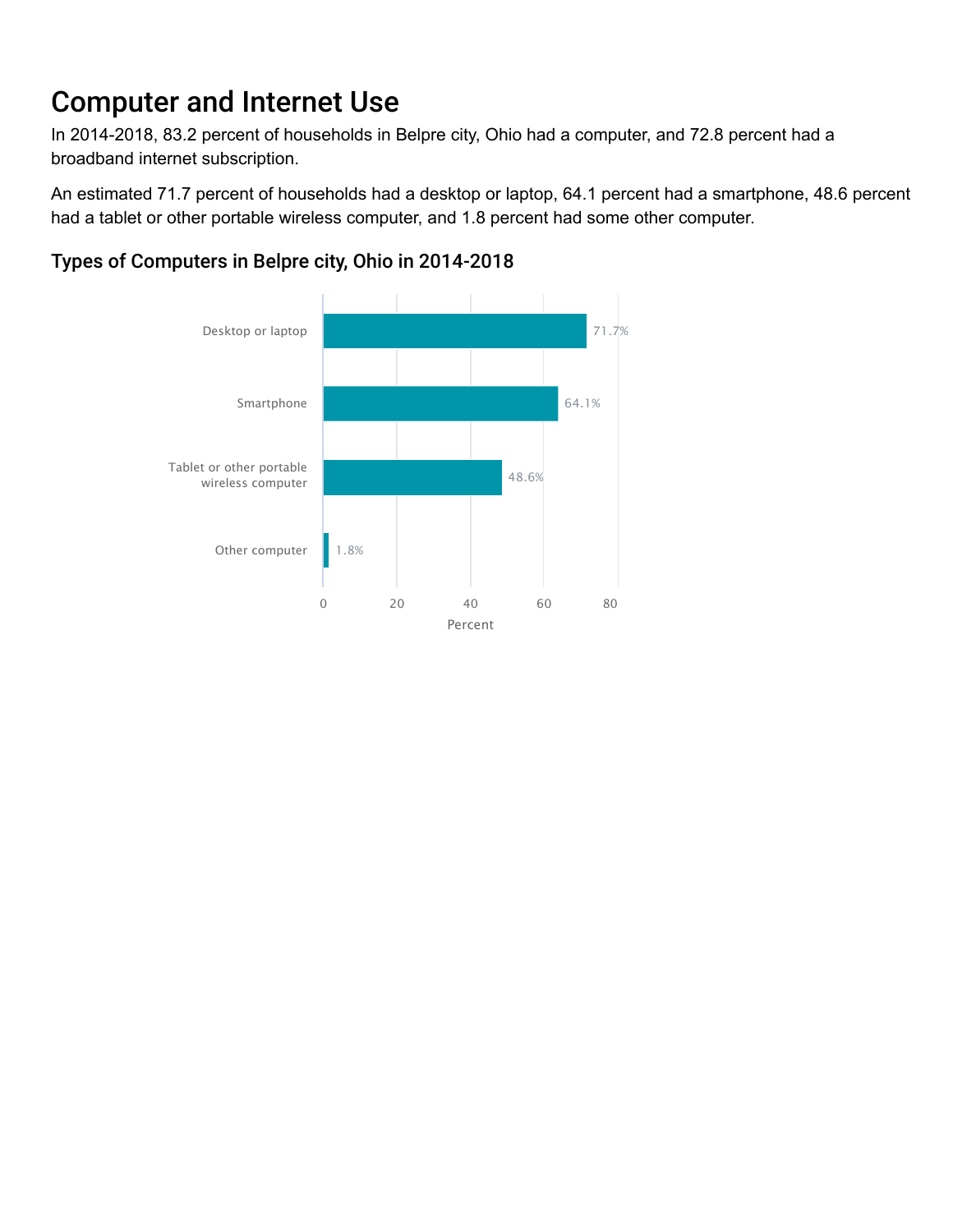# Computer and Internet Use

In 2014-2018, 83.2 percent of households in Belpre city, Ohio had a computer, and 72.8 percent had a broadband internet subscription.

An estimated 71.7 percent of households had a desktop or laptop, 64.1 percent had a smartphone, 48.6 percent had a tablet or other portable wireless computer, and 1.8 percent had some other computer.

## Types of Computers in Belpre city, Ohio in 2014-2018

| Type | Percent |
| --- | --- |
| Desktop or laptop | 71.7% |
| Smartphone | 64.1% |
| Tablet or other portable wireless computer | 48.6% |
| Other computer | 1.8% |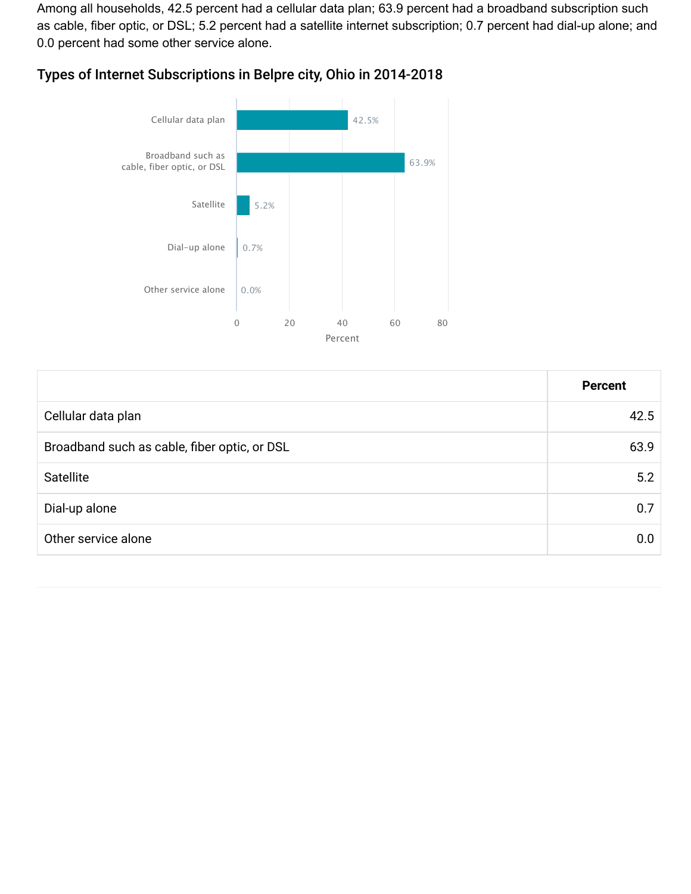Among all households, 42.5 percent had a cellular data plan; 63.9 percent had a broadband subscription such as cable, fiber optic, or DSL; 5.2 percent had a satellite internet subscription; 0.7 percent had dial-up alone; and 0.0 percent had some other service alone.

## Types of Internet Subscriptions in Belpre city, Ohio in 2014-2018

Cellular data plan
42.5%
Broadband such as cable, fiber optic, or DSL
63.9%
Satellite
5.2%
Dial-up alone
0.7%
Other service alone
0.0%
0
20
40
60
80
Percent

| | Percent |
|---|---|
| Cellular data plan | 42.5 |
| Broadband such as cable, fiber optic, or DSL | 63.9 |
| Satellite | 5.2 |
| Dial-up alone | 0.7 |
| Other service alone | 0.0 |